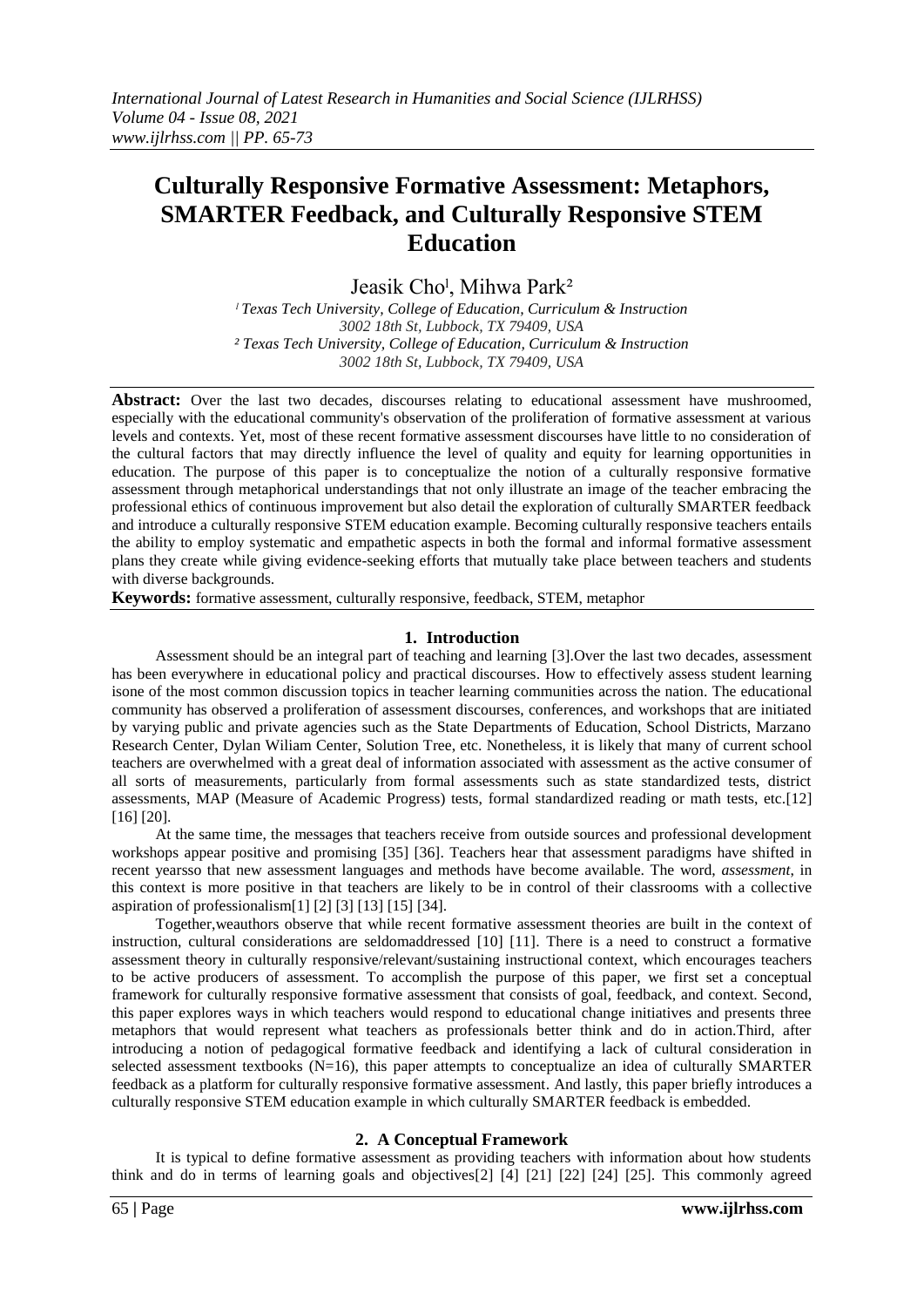# Culturally Responsive Formative Assessment: Metaphors, SMARTER Feedback, and Culturally Responsive STEM Education

Jeasik Cho[1], Mihwa Park[2]

[1] *Texas Tech University, College of Education, Curriculum & Instruction*
*3002 18th St, Lubbock, TX 79409, USA*
[2] *Texas Tech University, College of Education, Curriculum & Instruction*
*3002 18th St, Lubbock, TX 79409, USA*

**Abstract:** Over the last two decades, discourses relating to educational assessment have mushroomed, especially with the educational community's observation of the proliferation of formative assessment at various levels and contexts. Yet, most of these recent formative assessment discourses have little to no consideration of the cultural factors that may directly influence the level of quality and equity for learning opportunities in education. The purpose of this paper is to conceptualize the notion of a culturally responsive formative assessment through metaphorical understandings that not only illustrate an image of the teacher embracing the professional ethics of continuous improvement but also detail the exploration of culturally SMARTER feedback and introduce a culturally responsive STEM education example. Becoming culturally responsive teachers entails the ability to employ systematic and empathetic aspects in both the formal and informal formative assessment plans they create while giving evidence-seeking efforts that mutually take place between teachers and students with diverse backgrounds.

**Keywords:** formative assessment, culturally responsive, feedback, STEM, metaphor

## 1. Introduction

Assessment should be an integral part of teaching and learning [3].Over the last two decades, assessment has been everywhere in educational policy and practical discourses. How to effectively assess student learning isone of the most common discussion topics in teacher learning communities across the nation. The educational community has observed a proliferation of assessment discourses, conferences, and workshops that are initiated by varying public and private agencies such as the State Departments of Education, School Districts, Marzano Research Center, Dylan Wiliam Center, Solution Tree, etc. Nonetheless, it is likely that many of current school teachers are overwhelmed with a great deal of information associated with assessment as the active consumer of all sorts of measurements, particularly from formal assessments such as state standardized tests, district assessments, MAP (Measure of Academic Progress) tests, formal standardized reading or math tests, etc.[12] [16] [20].

At the same time, the messages that teachers receive from outside sources and professional development workshops appear positive and promising [35] [36]. Teachers hear that assessment paradigms have shifted in recent yearsso that new assessment languages and methods have become available. The word, *assessment*, in this context is more positive in that teachers are likely to be in control of their classrooms with a collective aspiration of professionalism[1] [2] [3] [13] [15] [34].

Together,weauthors observe that while recent formative assessment theories are built in the context of instruction, cultural considerations are seldomaddressed [10] [11]. There is a need to construct a formative assessment theory in culturally responsive/relevant/sustaining instructional context, which encourages teachers to be active producers of assessment. To accomplish the purpose of this paper, we first set a conceptual framework for culturally responsive formative assessment that consists of goal, feedback, and context. Second, this paper explores ways in which teachers would respond to educational change initiatives and presents three metaphors that would represent what teachers as professionals better think and do in action.Third, after introducing a notion of pedagogical formative feedback and identifying a lack of cultural consideration in selected assessment textbooks (N=16), this paper attempts to conceptualize an idea of culturally SMARTER feedback as a platform for culturally responsive formative assessment. And lastly, this paper briefly introduces a culturally responsive STEM education example in which culturally SMARTER feedback is embedded.

## 2. A Conceptual Framework

It is typical to define formative assessment as providing teachers with information about how students think and do in terms of learning goals and objectives[2] [4] [21] [22] [24] [25]. This commonly agreed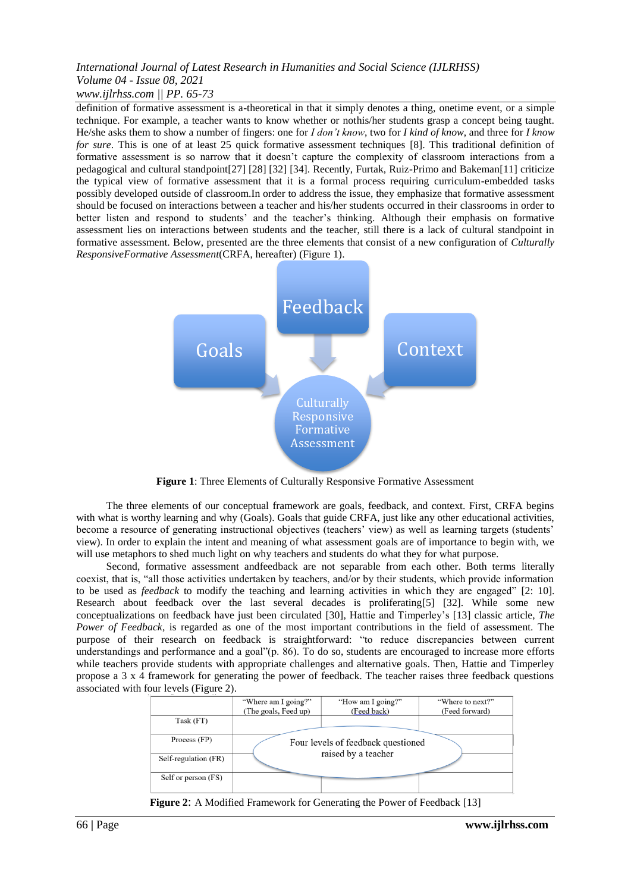definition of formative assessment is a-theoretical in that it simply denotes a thing, onetime event, or a simple technique. For example, a teacher wants to know whether or nothis/her students grasp a concept being taught. He/she asks them to show a number of fingers: one for *I don't know*, two for *I kind of know*, and three for *I know for sure*. This is one of at least 25 quick formative assessment techniques [8]. This traditional definition of formative assessment is so narrow that it doesn't capture the complexity of classroom interactions from a pedagogical and cultural standpoint[27] [28] [32] [34]. Recently, Furtak, Ruiz-Primo and Bakeman[11] criticize the typical view of formative assessment that it is a formal process requiring curriculum-embedded tasks possibly developed outside of classroom.In order to address the issue, they emphasize that formative assessment should be focused on interactions between a teacher and his/her students occurred in their classrooms in order to better listen and respond to students' and the teacher's thinking. Although their emphasis on formative assessment lies on interactions between students and the teacher, still there is a lack of cultural standpoint in formative assessment. Below, presented are the three elements that consist of a new configuration of *Culturally ResponsiveFormative Assessment*(CRFA, hereafter) (Figure 1).

Goals — Feedback — Context → Culturally Responsive Formative Assessment

**Figure 1**: Three Elements of Culturally Responsive Formative Assessment

The three elements of our conceptual framework are goals, feedback, and context. First, CRFA begins with what is worthy learning and why (Goals). Goals that guide CRFA, just like any other educational activities, become a resource of generating instructional objectives (teachers' view) as well as learning targets (students' view). In order to explain the intent and meaning of what assessment goals are of importance to begin with, we will use metaphors to shed much light on why teachers and students do what they for what purpose.

Second, formative assessment andfeedback are not separable from each other. Both terms literally coexist, that is, "all those activities undertaken by teachers, and/or by their students, which provide information to be used as *feedback* to modify the teaching and learning activities in which they are engaged" [2: 10]. Research about feedback over the last several decades is proliferating[5] [32]. While some new conceptualizations on feedback have just been circulated [30], Hattie and Timperley's [13] classic article, *The Power of Feedback*, is regarded as one of the most important contributions in the field of assessment. The purpose of their research on feedback is straightforward: "to reduce discrepancies between current understandings and performance and a goal"(p. 86). To do so, students are encouraged to increase more efforts while teachers provide students with appropriate challenges and alternative goals. Then, Hattie and Timperley propose a 3 x 4 framework for generating the power of feedback. The teacher raises three feedback questions associated with four levels (Figure 2).

| | "Where am I going?" (The goals, Feed up) | "How am I going?" (Feed back) | "Where to next?" (Feed forward) |
|---|---|---|---|
| Task (FT) | | | |
| Process (FP) | | Four levels of feedback questioned raised by a teacher | |
| Self-regulation (FR) | | | |
| Self or person (FS) | | | |

**Figure 2**: A Modified Framework for Generating the Power of Feedback [13]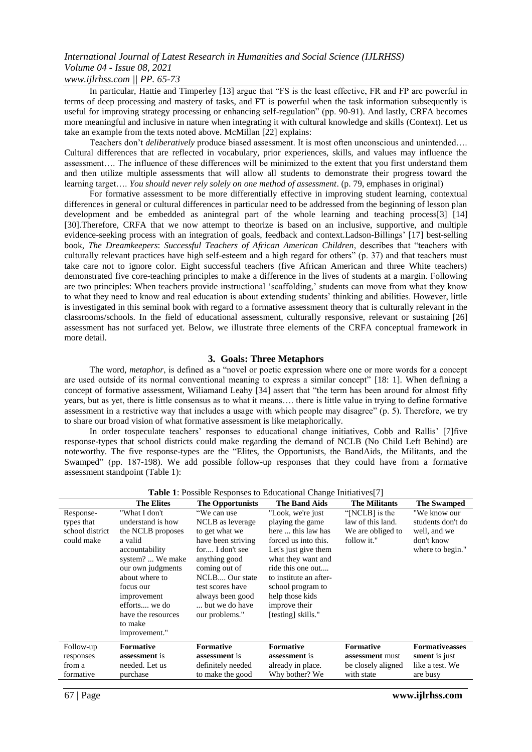In particular, Hattie and Timperley [13] argue that "FS is the least effective, FR and FP are powerful in terms of deep processing and mastery of tasks, and FT is powerful when the task information subsequently is useful for improving strategy processing or enhancing self-regulation" (pp. 90-91). And lastly, CRFA becomes more meaningful and inclusive in nature when integrating it with cultural knowledge and skills (Context). Let us take an example from the texts noted above. McMillan [22] explains:

Teachers don't *deliberatively* produce biased assessment. It is most often unconscious and unintended…. Cultural differences that are reflected in vocabulary, prior experiences, skills, and values may influence the assessment…. The influence of these differences will be minimized to the extent that you first understand them and then utilize multiple assessments that will allow all students to demonstrate their progress toward the learning target…. *You should never rely solely on one method of assessment*. (p. 79, emphases in original)

For formative assessment to be more differentially effective in improving student learning, contextual differences in general or cultural differences in particular need to be addressed from the beginning of lesson plan development and be embedded as anintegral part of the whole learning and teaching process[3] [14] [30].Therefore, CRFA that we now attempt to theorize is based on an inclusive, supportive, and multiple evidence-seeking process with an integration of goals, feedback and context.Ladson-Billings' [17] best-selling book, *The Dreamkeepers*: *Successful Teachers of African American Children*, describes that "teachers with culturally relevant practices have high self-esteem and a high regard for others" (p. 37) and that teachers must take care not to ignore color. Eight successful teachers (five African American and three White teachers) demonstrated five core-teaching principles to make a difference in the lives of students at a margin. Following are two principles: When teachers provide instructional 'scaffolding,' students can move from what they know to what they need to know and real education is about extending students' thinking and abilities. However, little is investigated in this seminal book with regard to a formative assessment theory that is culturally relevant in the classrooms/schools. In the field of educational assessment, culturally responsive, relevant or sustaining [26] assessment has not surfaced yet. Below, we illustrate three elements of the CRFA conceptual framework in more detail.

## 3. Goals: Three Metaphors

The word, *metaphor*, is defined as a "novel or poetic expression where one or more words for a concept are used outside of its normal conventional meaning to express a similar concept" [18: 1]. When defining a concept of formative assessment, Wiliamand Leahy [34] assert that "the term has been around for almost fifty years, but as yet, there is little consensus as to what it means…. there is little value in trying to define formative assessment in a restrictive way that includes a usage with which people may disagree" (p. 5). Therefore, we try to share our broad vision of what formative assessment is like metaphorically.

In order tospeculate teachers' responses to educational change initiatives, Cobb and Rallis' [7]five response-types that school districts could make regarding the demand of NCLB (No Child Left Behind) are noteworthy. The five response-types are the "Elites, the Opportunists, the BandAids, the Militants, and the Swamped" (pp. 187-198). We add possible follow-up responses that they could have from a formative assessment standpoint (Table 1):

**Table 1**: Possible Responses to Educational Change Initiatives[7]

| | **The Elites** | **The Opportunists** | **The Band Aids** | **The Militants** | **The Swamped** |
|---|---|---|---|---|---|
| Response-types that school district could make | "What I don't understand is how the NCLB proposes a valid accountability system? ... We make our own judgments about where to focus our improvement efforts.... we do have the resources to make improvement." | "We can use NCLB as leverage to get what we have been striving for.... I don't see anything good coming out of NCLB.... Our state test scores have always been good ... but we do have our problems." | "Look, we're just playing the game here ... this law has forced us into this. Let's just give them what they want and ride this one out.... to institute an after-school program to help those kids improve their [testing] skills." | "[NCLB] is the law of this land. We are obliged to follow it." | "We know our students don't do well, and we don't know where to begin." |
| Follow-up responses from a formative | **Formative assessment** is needed. Let us purchase | **Formative assessment** is definitely needed to make the good | **Formative assessment** is already in place. Why bother? We | **Formative assessment** must be closely aligned with state | **Formativeassessment** is just like a test. We are busy |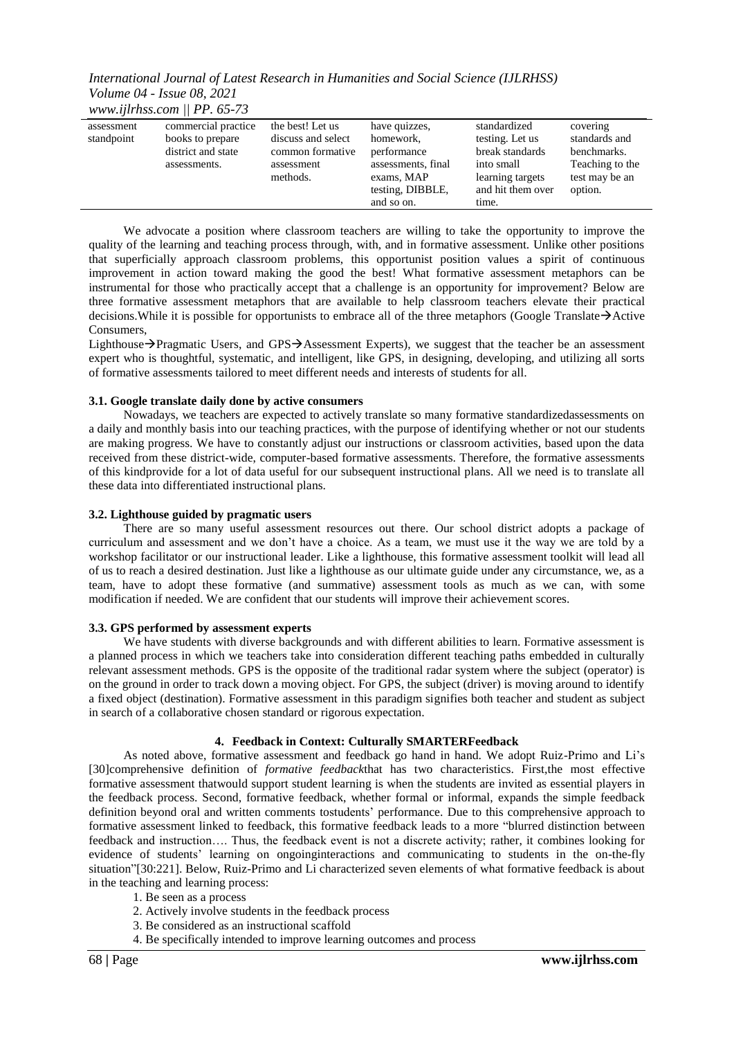| assessment standpoint | commercial practice books to prepare district and state assessments. | the best! Let us discuss and select common formative assessment methods. | have quizzes, homework, performance assessments, final exams, MAP testing, DIBBLE, and so on. | standardized testing. Let us break standards into small learning targets and hit them over time. | covering standards and benchmarks. Teaching to the test may be an option. |
|---|---|---|---|---|---|

We advocate a position where classroom teachers are willing to take the opportunity to improve the quality of the learning and teaching process through, with, and in formative assessment. Unlike other positions that superficially approach classroom problems, this opportunist position values a spirit of continuous improvement in action toward making the good the best! What formative assessment metaphors can be instrumental for those who practically accept that a challenge is an opportunity for improvement? Below are three formative assessment metaphors that are available to help classroom teachers elevate their practical decisions.While it is possible for opportunists to embrace all of the three metaphors (Google Translate→Active Consumers,
Lighthouse→Pragmatic Users, and GPS→Assessment Experts), we suggest that the teacher be an assessment expert who is thoughtful, systematic, and intelligent, like GPS, in designing, developing, and utilizing all sorts of formative assessments tailored to meet different needs and interests of students for all.

### 3.1. Google translate daily done by active consumers

Nowadays, we teachers are expected to actively translate so many formative standardizedassessments on a daily and monthly basis into our teaching practices, with the purpose of identifying whether or not our students are making progress. We have to constantly adjust our instructions or classroom activities, based upon the data received from these district-wide, computer-based formative assessments. Therefore, the formative assessments of this kindprovide for a lot of data useful for our subsequent instructional plans. All we need is to translate all these data into differentiated instructional plans.

### 3.2. Lighthouse guided by pragmatic users

There are so many useful assessment resources out there. Our school district adopts a package of curriculum and assessment and we don't have a choice. As a team, we must use it the way we are told by a workshop facilitator or our instructional leader. Like a lighthouse, this formative assessment toolkit will lead all of us to reach a desired destination. Just like a lighthouse as our ultimate guide under any circumstance, we, as a team, have to adopt these formative (and summative) assessment tools as much as we can, with some modification if needed. We are confident that our students will improve their achievement scores.

### 3.3. GPS performed by assessment experts

We have students with diverse backgrounds and with different abilities to learn. Formative assessment is a planned process in which we teachers take into consideration different teaching paths embedded in culturally relevant assessment methods. GPS is the opposite of the traditional radar system where the subject (operator) is on the ground in order to track down a moving object. For GPS, the subject (driver) is moving around to identify a fixed object (destination). Formative assessment in this paradigm signifies both teacher and student as subject in search of a collaborative chosen standard or rigorous expectation.

## 4. Feedback in Context: Culturally SMARTERFeedback

As noted above, formative assessment and feedback go hand in hand. We adopt Ruiz-Primo and Li's [30]comprehensive definition of *formative feedback*that has two characteristics. First,the most effective formative assessment thatwould support student learning is when the students are invited as essential players in the feedback process. Second, formative feedback, whether formal or informal, expands the simple feedback definition beyond oral and written comments tostudents' performance. Due to this comprehensive approach to formative assessment linked to feedback, this formative feedback leads to a more "blurred distinction between feedback and instruction…. Thus, the feedback event is not a discrete activity; rather, it combines looking for evidence of students' learning on ongoinginteractions and communicating to students in the on-the-fly situation"[30:221]. Below, Ruiz-Primo and Li characterized seven elements of what formative feedback is about in the teaching and learning process:

1. Be seen as a process
2. Actively involve students in the feedback process
3. Be considered as an instructional scaffold
4. Be specifically intended to improve learning outcomes and process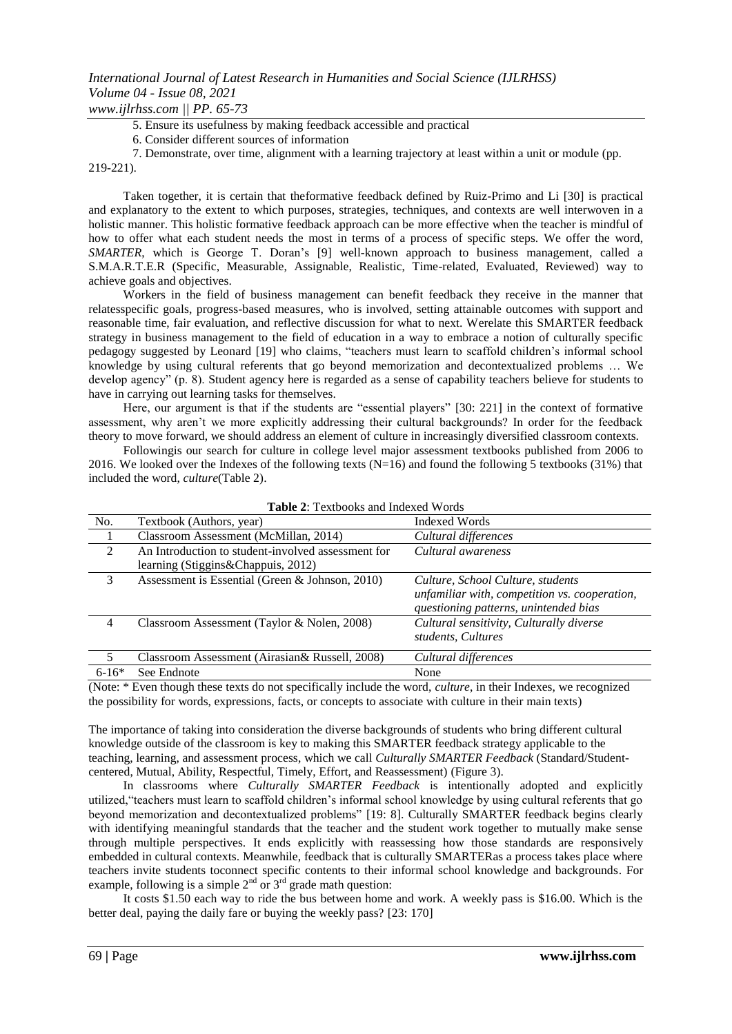5. Ensure its usefulness by making feedback accessible and practical
6. Consider different sources of information
7. Demonstrate, over time, alignment with a learning trajectory at least within a unit or module (pp. 219-221).

Taken together, it is certain that theformative feedback defined by Ruiz-Primo and Li [30] is practical and explanatory to the extent to which purposes, strategies, techniques, and contexts are well interwoven in a holistic manner. This holistic formative feedback approach can be more effective when the teacher is mindful of how to offer what each student needs the most in terms of a process of specific steps. We offer the word, *SMARTER*, which is George T. Doran's [9] well-known approach to business management, called a S.M.A.R.T.E.R (Specific, Measurable, Assignable, Realistic, Time-related, Evaluated, Reviewed) way to achieve goals and objectives.

Workers in the field of business management can benefit feedback they receive in the manner that relatesspecific goals, progress-based measures, who is involved, setting attainable outcomes with support and reasonable time, fair evaluation, and reflective discussion for what to next. Werelate this SMARTER feedback strategy in business management to the field of education in a way to embrace a notion of culturally specific pedagogy suggested by Leonard [19] who claims, "teachers must learn to scaffold children's informal school knowledge by using cultural referents that go beyond memorization and decontextualized problems … We develop agency" (p. 8). Student agency here is regarded as a sense of capability teachers believe for students to have in carrying out learning tasks for themselves.

Here, our argument is that if the students are "essential players" [30: 221] in the context of formative assessment, why aren't we more explicitly addressing their cultural backgrounds? In order for the feedback theory to move forward, we should address an element of culture in increasingly diversified classroom contexts.

Followingis our search for culture in college level major assessment textbooks published from 2006 to 2016. We looked over the Indexes of the following texts (N=16) and found the following 5 textbooks (31%) that included the word, *culture*(Table 2).

**Table 2**: Textbooks and Indexed Words

| No. | Textbook (Authors, year) | Indexed Words |
|---|---|---|
| 1 | Classroom Assessment (McMillan, 2014) | *Cultural differences* |
| 2 | An Introduction to student-involved assessment for learning (Stiggins&Chappuis, 2012) | *Cultural awareness* |
| 3 | Assessment is Essential (Green & Johnson, 2010) | *Culture, School Culture, students unfamiliar with, competition vs. cooperation, questioning patterns, unintended bias* |
| 4 | Classroom Assessment (Taylor & Nolen, 2008) | *Cultural sensitivity, Culturally diverse students, Cultures* |
| 5 | Classroom Assessment (Airasian& Russell, 2008) | *Cultural differences* |
| 6-16* | See Endnote | None |

(Note: * Even though these texts do not specifically include the word, *culture*, in their Indexes, we recognized the possibility for words, expressions, facts, or concepts to associate with culture in their main texts)

The importance of taking into consideration the diverse backgrounds of students who bring different cultural knowledge outside of the classroom is key to making this SMARTER feedback strategy applicable to the teaching, learning, and assessment process, which we call *Culturally SMARTER Feedback* (Standard/Student-centered, Mutual, Ability, Respectful, Timely, Effort, and Reassessment) (Figure 3).

In classrooms where *Culturally SMARTER Feedback* is intentionally adopted and explicitly utilized,"teachers must learn to scaffold children's informal school knowledge by using cultural referents that go beyond memorization and decontextualized problems" [19: 8]. Culturally SMARTER feedback begins clearly with identifying meaningful standards that the teacher and the student work together to mutually make sense through multiple perspectives. It ends explicitly with reassessing how those standards are responsively embedded in cultural contexts. Meanwhile, feedback that is culturally SMARTERas a process takes place where teachers invite students toconnect specific contents to their informal school knowledge and backgrounds. For example, following is a simple 2nd or 3rd grade math question:

It costs $1.50 each way to ride the bus between home and work. A weekly pass is $16.00. Which is the better deal, paying the daily fare or buying the weekly pass? [23: 170]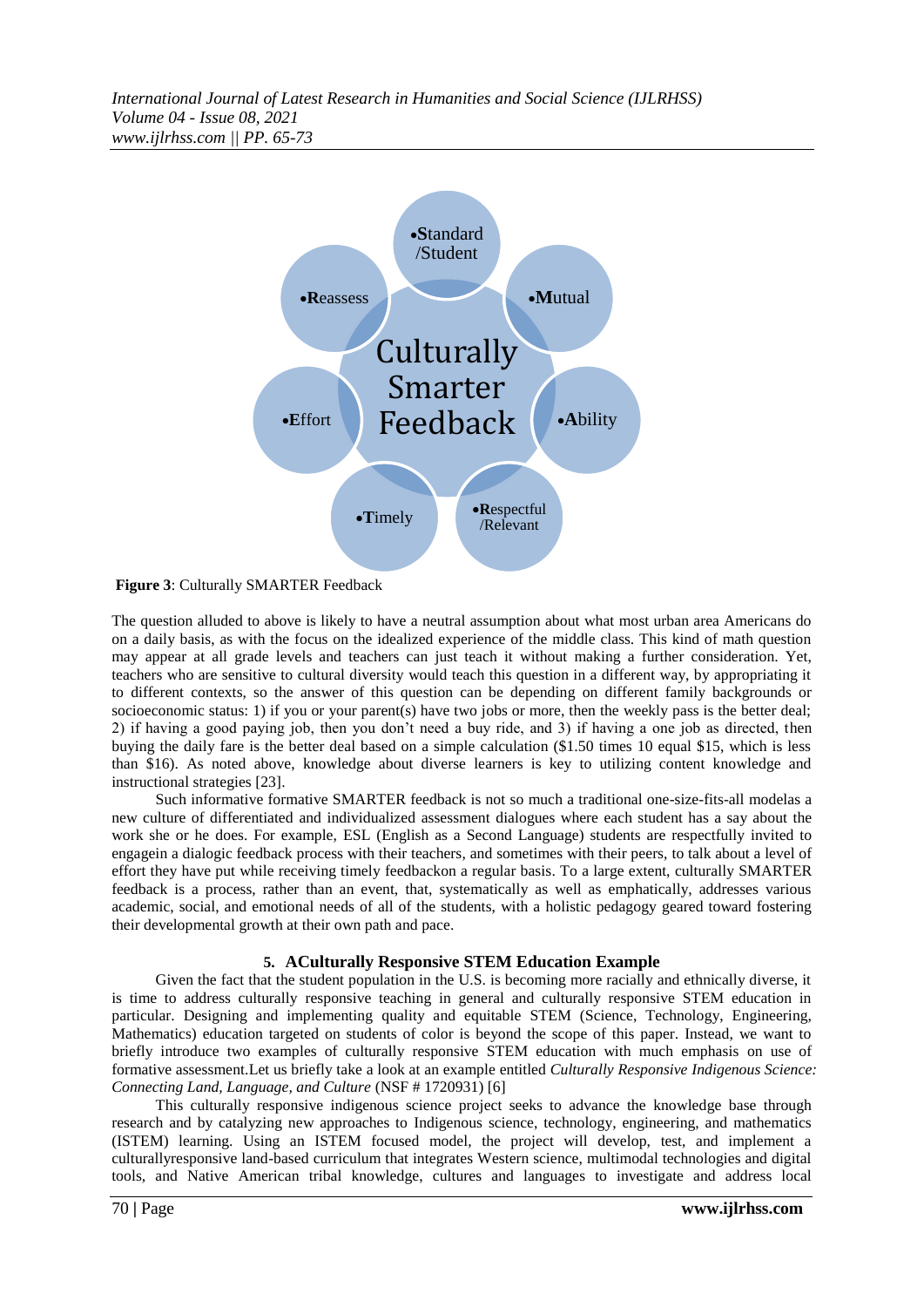•Standard /Student

•Mutual

•Ability

•Respectful /Relevant

•Timely

•Effort

•Reassess

Culturally Smarter Feedback

**Figure 3**: Culturally SMARTER Feedback

The question alluded to above is likely to have a neutral assumption about what most urban area Americans do on a daily basis, as with the focus on the idealized experience of the middle class. This kind of math question may appear at all grade levels and teachers can just teach it without making a further consideration. Yet, teachers who are sensitive to cultural diversity would teach this question in a different way, by appropriating it to different contexts, so the answer of this question can be depending on different family backgrounds or socioeconomic status: 1) if you or your parent(s) have two jobs or more, then the weekly pass is the better deal; 2) if having a good paying job, then you don't need a buy ride, and 3) if having a one job as directed, then buying the daily fare is the better deal based on a simple calculation ($1.50 times 10 equal $15, which is less than $16). As noted above, knowledge about diverse learners is key to utilizing content knowledge and instructional strategies [23].

Such informative formative SMARTER feedback is not so much a traditional one-size-fits-all modelas a new culture of differentiated and individualized assessment dialogues where each student has a say about the work she or he does. For example, ESL (English as a Second Language) students are respectfully invited to engagein a dialogic feedback process with their teachers, and sometimes with their peers, to talk about a level of effort they have put while receiving timely feedbackon a regular basis. To a large extent, culturally SMARTER feedback is a process, rather than an event, that, systematically as well as emphatically, addresses various academic, social, and emotional needs of all of the students, with a holistic pedagogy geared toward fostering their developmental growth at their own path and pace.

## 5. ACulturally Responsive STEM Education Example

Given the fact that the student population in the U.S. is becoming more racially and ethnically diverse, it is time to address culturally responsive teaching in general and culturally responsive STEM education in particular. Designing and implementing quality and equitable STEM (Science, Technology, Engineering, Mathematics) education targeted on students of color is beyond the scope of this paper. Instead, we want to briefly introduce two examples of culturally responsive STEM education with much emphasis on use of formative assessment.Let us briefly take a look at an example entitled *Culturally Responsive Indigenous Science: Connecting Land, Language, and Culture* (NSF # 1720931) [6]

This culturally responsive indigenous science project seeks to advance the knowledge base through research and by catalyzing new approaches to Indigenous science, technology, engineering, and mathematics (ISTEM) learning. Using an ISTEM focused model, the project will develop, test, and implement a culturallyresponsive land-based curriculum that integrates Western science, multimodal technologies and digital tools, and Native American tribal knowledge, cultures and languages to investigate and address local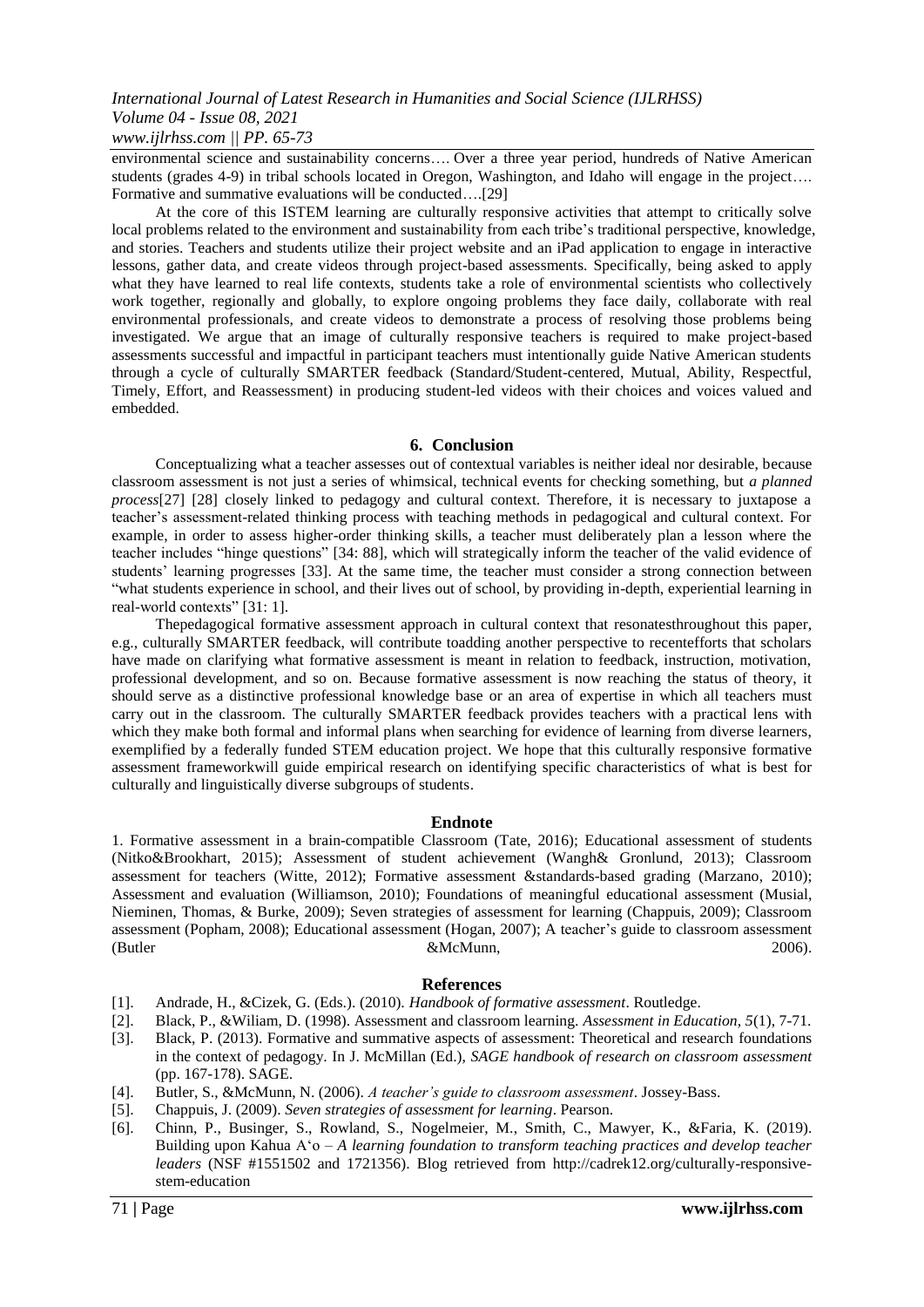environmental science and sustainability concerns…. Over a three year period, hundreds of Native American students (grades 4-9) in tribal schools located in Oregon, Washington, and Idaho will engage in the project…. Formative and summative evaluations will be conducted….[29]

At the core of this ISTEM learning are culturally responsive activities that attempt to critically solve local problems related to the environment and sustainability from each tribe's traditional perspective, knowledge, and stories. Teachers and students utilize their project website and an iPad application to engage in interactive lessons, gather data, and create videos through project-based assessments. Specifically, being asked to apply what they have learned to real life contexts, students take a role of environmental scientists who collectively work together, regionally and globally, to explore ongoing problems they face daily, collaborate with real environmental professionals, and create videos to demonstrate a process of resolving those problems being investigated. We argue that an image of culturally responsive teachers is required to make project-based assessments successful and impactful in participant teachers must intentionally guide Native American students through a cycle of culturally SMARTER feedback (Standard/Student-centered, Mutual, Ability, Respectful, Timely, Effort, and Reassessment) in producing student-led videos with their choices and voices valued and embedded.

## 6. Conclusion

Conceptualizing what a teacher assesses out of contextual variables is neither ideal nor desirable, because classroom assessment is not just a series of whimsical, technical events for checking something, but *a planned process*[27] [28] closely linked to pedagogy and cultural context. Therefore, it is necessary to juxtapose a teacher's assessment-related thinking process with teaching methods in pedagogical and cultural context. For example, in order to assess higher-order thinking skills, a teacher must deliberately plan a lesson where the teacher includes "hinge questions" [34: 88], which will strategically inform the teacher of the valid evidence of students' learning progresses [33]. At the same time, the teacher must consider a strong connection between "what students experience in school, and their lives out of school, by providing in-depth, experiential learning in real-world contexts" [31: 1].

Thepedagogical formative assessment approach in cultural context that resonatesthroughout this paper, e.g., culturally SMARTER feedback, will contribute toadding another perspective to recentefforts that scholars have made on clarifying what formative assessment is meant in relation to feedback, instruction, motivation, professional development, and so on. Because formative assessment is now reaching the status of theory, it should serve as a distinctive professional knowledge base or an area of expertise in which all teachers must carry out in the classroom. The culturally SMARTER feedback provides teachers with a practical lens with which they make both formal and informal plans when searching for evidence of learning from diverse learners, exemplified by a federally funded STEM education project. We hope that this culturally responsive formative assessment frameworkwill guide empirical research on identifying specific characteristics of what is best for culturally and linguistically diverse subgroups of students.

## Endnote

1. Formative assessment in a brain-compatible Classroom (Tate, 2016); Educational assessment of students (Nitko&Brookhart, 2015); Assessment of student achievement (Wangh& Gronlund, 2013); Classroom assessment for teachers (Witte, 2012); Formative assessment &standards-based grading (Marzano, 2010); Assessment and evaluation (Williamson, 2010); Foundations of meaningful educational assessment (Musial, Nieminen, Thomas, & Burke, 2009); Seven strategies of assessment for learning (Chappuis, 2009); Classroom assessment (Popham, 2008); Educational assessment (Hogan, 2007); A teacher's guide to classroom assessment (Butler &McMunn, 2006).

## References

[1]. Andrade, H., &Cizek, G. (Eds.). (2010). *Handbook of formative assessment*. Routledge.

[2]. Black, P., &Wiliam, D. (1998). Assessment and classroom learning. *Assessment in Education, 5*(1), 7-71.

[3]. Black, P. (2013). Formative and summative aspects of assessment: Theoretical and research foundations in the context of pedagogy. In J. McMillan (Ed.), *SAGE handbook of research on classroom assessment* (pp. 167-178). SAGE.

[4]. Butler, S., &McMunn, N. (2006). *A teacher's guide to classroom assessment*. Jossey-Bass.

[5]. Chappuis, J. (2009). *Seven strategies of assessment for learning*. Pearson.

[6]. Chinn, P., Businger, S., Rowland, S., Nogelmeier, M., Smith, C., Mawyer, K., &Faria, K. (2019). Building upon Kahua A'o – *A learning foundation to transform teaching practices and develop teacher leaders* (NSF #1551502 and 1721356). Blog retrieved from http://cadrek12.org/culturally-responsive-stem-education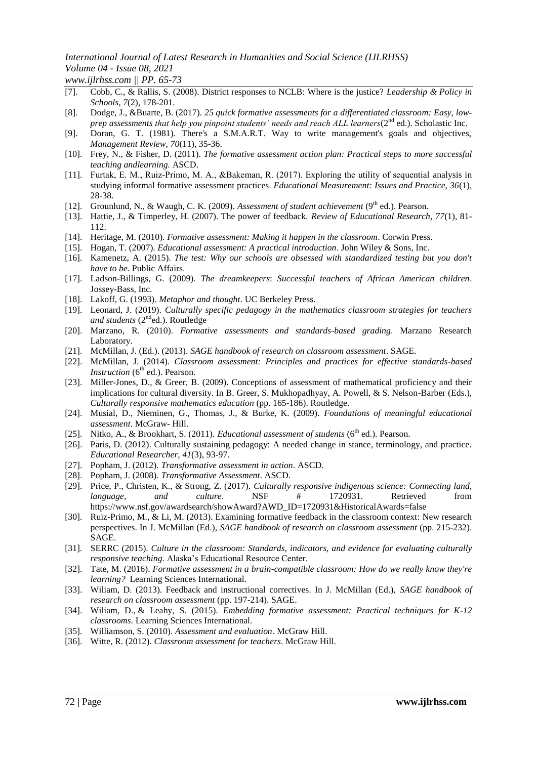[7]. Cobb, C., & Rallis, S. (2008). District responses to NCLB: Where is the justice? *Leadership & Policy in Schools, 7*(2), 178-201.

[8]. Dodge, J., &Buarte, B. (2017). *25 quick formative assessments for a differentiated classroom: Easy, low-prep assessments that help you pinpoint students' needs and reach ALL learners*(2nd ed.). Scholastic Inc.

[9]. Doran, G. T. (1981). There's a S.M.A.R.T. Way to write management's goals and objectives, *Management Review, 70*(11), 35-36.

[10]. Frey, N., & Fisher, D. (2011). *The formative assessment action plan: Practical steps to more successful teaching andlearning.* ASCD.

[11]. Furtak, E. M., Ruiz-Primo, M. A., &Bakeman, R. (2017). Exploring the utility of sequential analysis in studying informal formative assessment practices. *Educational Measurement: Issues and Practice, 36*(1), 28-38.

[12]. Grounlund, N., & Waugh, C. K. (2009). *Assessment of student achievement* (9th ed.). Pearson.

[13]. Hattie, J., & Timperley, H. (2007). The power of feedback. *Review of Educational Research, 77*(1), 81-112.

[14]. Heritage, M. (2010). *Formative assessment: Making it happen in the classroom*. Corwin Press.

[15]. Hogan, T. (2007). *Educational assessment: A practical introduction*. John Wiley & Sons, Inc.

[16]. Kamenetz, A. (2015). *The test: Why our schools are obsessed with standardized testing but you don't have to be*. Public Affairs.

[17]. Ladson-Billings, G. (2009). *The dreamkeepers*: *Successful teachers of African American children*. Jossey-Bass, Inc.

[18]. Lakoff, G. (1993). *Metaphor and thought*. UC Berkeley Press.

[19]. Leonard, J. (2019). *Culturally specific pedagogy in the mathematics classroom strategies for teachers and students* (2nded.). Routledge

[20]. Marzano, R. (2010). *Formative assessments and standards-based grading*. Marzano Research Laboratory.

[21]. McMillan, J. (Ed.). (2013). *SAGE handbook of research on classroom assessment*. SAGE.

[22]. McMillan, J. (2014). *Classroom assessment: Principles and practices for effective standards-based Instruction* (6th ed.). Pearson.

[23]. Miller-Jones, D., & Greer, B. (2009). Conceptions of assessment of mathematical proficiency and their implications for cultural diversity. In B. Greer, S. Mukhopadhyay, A. Powell, & S. Nelson-Barber (Eds.), *Culturally responsive mathematics education* (pp. 165-186). Routledge.

[24]. Musial, D., Nieminen, G., Thomas, J., & Burke, K. (2009). *Foundations of meaningful educational assessment*. McGraw- Hill.

[25]. Nitko, A., & Brookhart, S. (2011). *Educational assessment of students* (6th ed.). Pearson.

[26]. Paris, D. (2012). Culturally sustaining pedagogy: A needed change in stance, terminology, and practice. *Educational Researcher, 41*(3), 93-97.

[27]. Popham, J. (2012). *Transformative assessment in action*. ASCD.

[28]. Popham, J. (2008). *Transformative Assessment*. ASCD.

[29]. Price, P., Christen, K., & Strong, Z. (2017). *Culturally responsive indigenous science: Connecting land, language, and culture*. NSF # 1720931. Retrieved from https://www.nsf.gov/awardsearch/showAward?AWD_ID=1720931&HistoricalAwards=false

[30]. Ruiz-Primo, M., & Li, M. (2013). Examining formative feedback in the classroom context: New research perspectives. In J. McMillan (Ed.), *SAGE handbook of research on classroom assessment* (pp. 215-232). SAGE.

[31]. SERRC (2015). *Culture in the classroom: Standards, indicators, and evidence for evaluating culturally responsive teaching*. Alaska's Educational Resource Center.

[32]. Tate, M. (2016). *Formative assessment in a brain-compatible classroom: How do we really know they're learning?* Learning Sciences International.

[33]. Wiliam, D. (2013). Feedback and instructional correctives. In J. McMillan (Ed.), *SAGE handbook of research on classroom assessment* (pp. 197-214). SAGE.

[34]. Wiliam, D., & Leahy, S. (2015). *Embedding formative assessment: Practical techniques for K-12 classrooms*. Learning Sciences International.

[35]. Williamson, S. (2010). *Assessment and evaluation*. McGraw Hill.

[36]. Witte, R. (2012). *Classroom assessment for teachers*. McGraw Hill.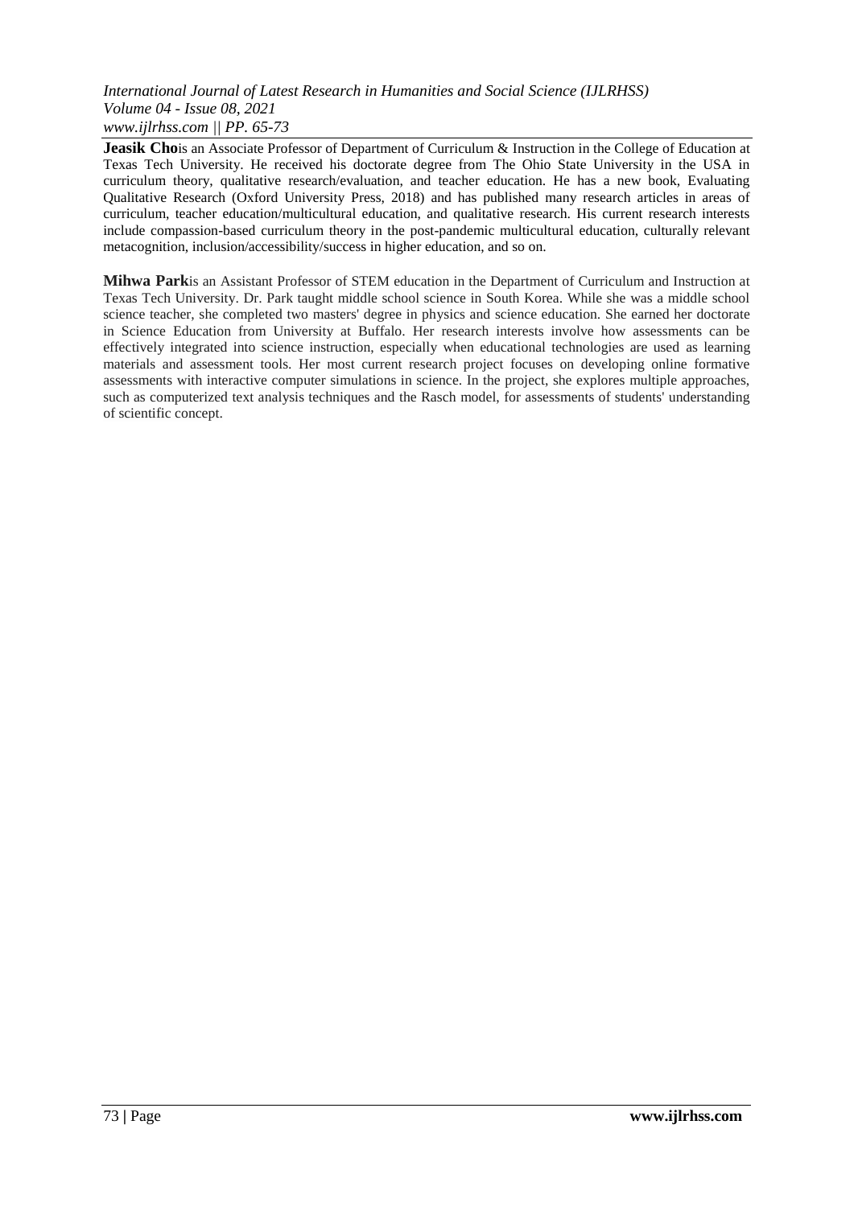**Jeasik Cho**is an Associate Professor of Department of Curriculum & Instruction in the College of Education at Texas Tech University. He received his doctorate degree from The Ohio State University in the USA in curriculum theory, qualitative research/evaluation, and teacher education. He has a new book, Evaluating Qualitative Research (Oxford University Press, 2018) and has published many research articles in areas of curriculum, teacher education/multicultural education, and qualitative research. His current research interests include compassion-based curriculum theory in the post-pandemic multicultural education, culturally relevant metacognition, inclusion/accessibility/success in higher education, and so on.

**Mihwa Park**is an Assistant Professor of STEM education in the Department of Curriculum and Instruction at Texas Tech University. Dr. Park taught middle school science in South Korea. While she was a middle school science teacher, she completed two masters' degree in physics and science education. She earned her doctorate in Science Education from University at Buffalo. Her research interests involve how assessments can be effectively integrated into science instruction, especially when educational technologies are used as learning materials and assessment tools. Her most current research project focuses on developing online formative assessments with interactive computer simulations in science. In the project, she explores multiple approaches, such as computerized text analysis techniques and the Rasch model, for assessments of students' understanding of scientific concept.